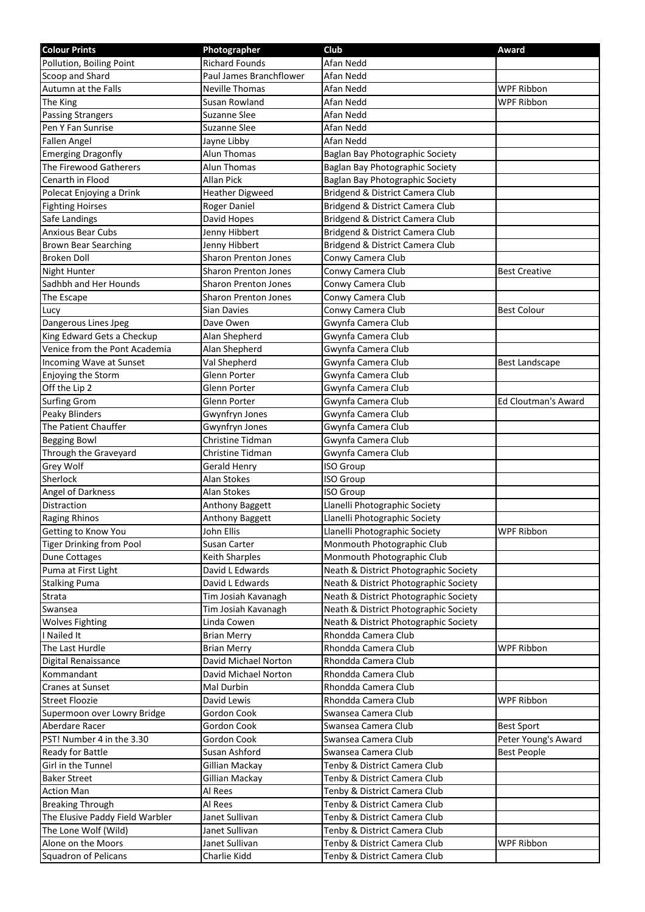| Colour Prints | Photographer | Club | Award |
|---|---|---|---|
| Pollution, Boiling Point | Richard Founds | Afan Nedd | |
| Scoop and Shard | Paul James Branchflower | Afan Nedd | |
| Autumn at the Falls | Neville Thomas | Afan Nedd | WPF Ribbon |
| The King | Susan Rowland | Afan Nedd | WPF Ribbon |
| Passing Strangers | Suzanne Slee | Afan Nedd | |
| Pen Y Fan Sunrise | Suzanne Slee | Afan Nedd | |
| Fallen Angel | Jayne Libby | Afan Nedd | |
| Emerging Dragonfly | Alun Thomas | Baglan Bay Photographic Society | |
| The Firewood Gatherers | Alun Thomas | Baglan Bay Photographic Society | |
| Cenarth in Flood | Allan Pick | Baglan Bay Photographic Society | |
| Polecat Enjoying a Drink | Heather Digweed | Bridgend & District Camera Club | |
| Fighting Hoirses | Roger Daniel | Bridgend & District Camera Club | |
| Safe Landings | David Hopes | Bridgend & District Camera Club | |
| Anxious Bear Cubs | Jenny Hibbert | Bridgend & District Camera Club | |
| Brown Bear Searching | Jenny Hibbert | Bridgend & District Camera Club | |
| Broken Doll | Sharon Prenton Jones | Conwy Camera Club | |
| Night Hunter | Sharon Prenton Jones | Conwy Camera Club | Best Creative |
| Sadhbh and Her Hounds | Sharon Prenton Jones | Conwy Camera Club | |
| The Escape | Sharon Prenton Jones | Conwy Camera Club | |
| Lucy | Sian Davies | Conwy Camera Club | Best Colour |
| Dangerous Lines Jpeg | Dave Owen | Gwynfa Camera Club | |
| King Edward Gets a Checkup | Alan Shepherd | Gwynfa Camera Club | |
| Venice from the Pont Academia | Alan Shepherd | Gwynfa Camera Club | |
| Incoming Wave at Sunset | Val Shepherd | Gwynfa Camera Club | Best Landscape |
| Enjoying the Storm | Glenn Porter | Gwynfa Camera Club | |
| Off the Lip 2 | Glenn Porter | Gwynfa Camera Club | |
| Surfing Grom | Glenn Porter | Gwynfa Camera Club | Ed Cloutman's Award |
| Peaky Blinders | Gwynfryn Jones | Gwynfa Camera Club | |
| The Patient Chauffer | Gwynfryn Jones | Gwynfa Camera Club | |
| Begging Bowl | Christine Tidman | Gwynfa Camera Club | |
| Through the Graveyard | Christine Tidman | Gwynfa Camera Club | |
| Grey Wolf | Gerald Henry | ISO Group | |
| Sherlock | Alan Stokes | ISO Group | |
| Angel of Darkness | Alan Stokes | ISO Group | |
| Distraction | Anthony Baggett | Llanelli Photographic Society | |
| Raging Rhinos | Anthony Baggett | Llanelli Photographic Society | |
| Getting to Know You | John Ellis | Llanelli Photographic Society | WPF Ribbon |
| Tiger Drinking from Pool | Susan Carter | Monmouth Photographic Club | |
| Dune Cottages | Keith Sharples | Monmouth Photographic Club | |
| Puma at First Light | David L Edwards | Neath & District Photographic Society | |
| Stalking Puma | David L Edwards | Neath & District Photographic Society | |
| Strata | Tim Josiah Kavanagh | Neath & District Photographic Society | |
| Swansea | Tim Josiah Kavanagh | Neath & District Photographic Society | |
| Wolves Fighting | Linda Cowen | Neath & District Photographic Society | |
| I Nailed It | Brian Merry | Rhondda Camera Club | |
| The Last Hurdle | Brian Merry | Rhondda Camera Club | WPF Ribbon |
| Digital Renaissance | David Michael Norton | Rhondda Camera Club | |
| Kommandant | David Michael Norton | Rhondda Camera Club | |
| Cranes at Sunset | Mal Durbin | Rhondda Camera Club | |
| Street Floozie | David Lewis | Rhondda Camera Club | WPF Ribbon |
| Supermoon over Lowry Bridge | Gordon Cook | Swansea Camera Club | |
| Aberdare Racer | Gordon Cook | Swansea Camera Club | Best Sport |
| PST! Number 4 in the 3.30 | Gordon Cook | Swansea Camera Club | Peter Young's Award |
| Ready for Battle | Susan Ashford | Swansea Camera Club | Best People |
| Girl in the Tunnel | Gillian Mackay | Tenby & District Camera Club | |
| Baker Street | Gillian Mackay | Tenby & District Camera Club | |
| Action Man | Al Rees | Tenby & District Camera Club | |
| Breaking Through | Al Rees | Tenby & District Camera Club | |
| The Elusive Paddy Field Warbler | Janet Sullivan | Tenby & District Camera Club | |
| The Lone Wolf (Wild) | Janet Sullivan | Tenby & District Camera Club | |
| Alone on the Moors | Janet Sullivan | Tenby & District Camera Club | WPF Ribbon |
| Squadron of Pelicans | Charlie Kidd | Tenby & District Camera Club | |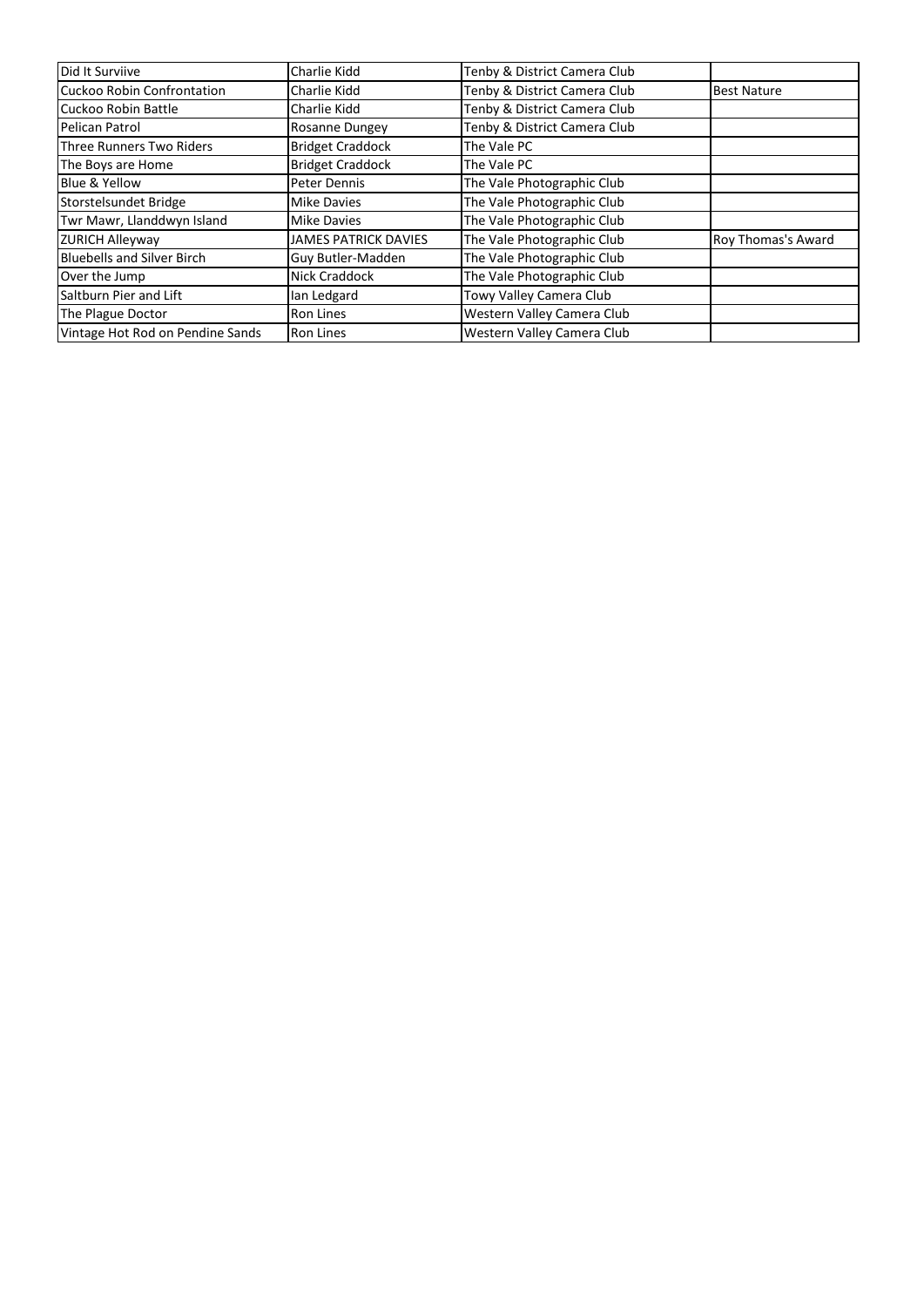| | | | |
|---|---|---|---|
| Did It Surviive | Charlie Kidd | Tenby & District Camera Club | |
| Cuckoo Robin Confrontation | Charlie Kidd | Tenby & District Camera Club | Best Nature |
| Cuckoo Robin Battle | Charlie Kidd | Tenby & District Camera Club | |
| Pelican Patrol | Rosanne Dungey | Tenby & District Camera Club | |
| Three Runners Two Riders | Bridget Craddock | The Vale PC | |
| The Boys are Home | Bridget Craddock | The Vale PC | |
| Blue & Yellow | Peter Dennis | The Vale Photographic Club | |
| Storstelsundet Bridge | Mike Davies | The Vale Photographic Club | |
| Twr Mawr, Llanddwyn Island | Mike Davies | The Vale Photographic Club | |
| ZURICH Alleyway | JAMES PATRICK DAVIES | The Vale Photographic Club | Roy Thomas's Award |
| Bluebells and Silver Birch | Guy Butler-Madden | The Vale Photographic Club | |
| Over the Jump | Nick Craddock | The Vale Photographic Club | |
| Saltburn Pier and Lift | Ian Ledgard | Towy Valley Camera Club | |
| The Plague Doctor | Ron Lines | Western Valley Camera Club | |
| Vintage Hot Rod on Pendine Sands | Ron Lines | Western Valley Camera Club | |